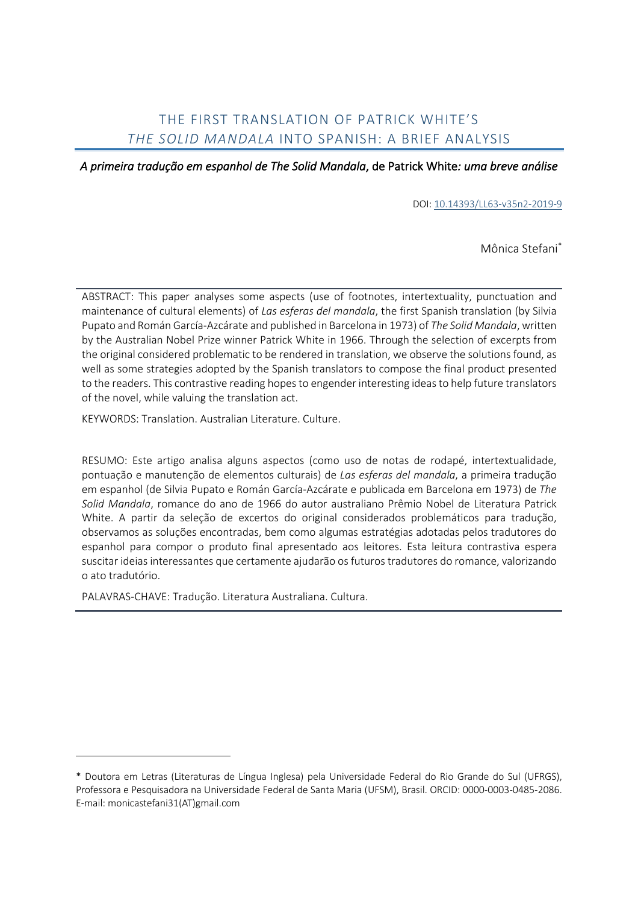# THE FIRST TRANSLATION OF PATRICK WHITE'S *THE SOLID MANDALA* INTO SPANISH: A BRIEF ANALYSIS

*A primeira tradução em espanhol de The Solid Mandala*, de Patrick White*: uma breve análise*

DOI: 10.14393/LL63-v35n2-2019-9

Mônica Stefani*

ABSTRACT: This paper analyses some aspects (use of footnotes, intertextuality, punctuation and maintenance of cultural elements) of *Las esferas del mandala*, the first Spanish translation (by Silvia Pupato and Román García-Azcárate and published in Barcelona in 1973) of *The Solid Mandala*, written by the Australian Nobel Prize winner Patrick White in 1966. Through the selection of excerpts from the original considered problematic to be rendered in translation, we observe the solutions found, as well as some strategies adopted by the Spanish translators to compose the final product presented to the readers. This contrastive reading hopes to engender interesting ideas to help future translators of the novel, while valuing the translation act.

KEYWORDS: Translation. Australian Literature. Culture.

RESUMO: Este artigo analisa alguns aspectos (como uso de notas de rodapé, intertextualidade, pontuação e manutenção de elementos culturais) de *Las esferas del mandala*, a primeira tradução em espanhol (de Silvia Pupato e Román García-Azcárate e publicada em Barcelona em 1973) de *The Solid Mandala*, romance do ano de 1966 do autor australiano Prêmio Nobel de Literatura Patrick White. A partir da seleção de excertos do original considerados problemáticos para tradução, observamos as soluções encontradas, bem como algumas estratégias adotadas pelos tradutores do espanhol para compor o produto final apresentado aos leitores. Esta leitura contrastiva espera suscitar ideias interessantes que certamente ajudarão os futuros tradutores do romance, valorizando o ato tradutório.

PALAVRAS-CHAVE: Tradução. Literatura Australiana. Cultura.

---

* Doutora em Letras (Literaturas de Língua Inglesa) pela Universidade Federal do Rio Grande do Sul (UFRGS), Professora e Pesquisadora na Universidade Federal de Santa Maria (UFSM), Brasil. ORCID: 0000-0003-0485-2086. E-mail: monicastefani31(AT)gmail.com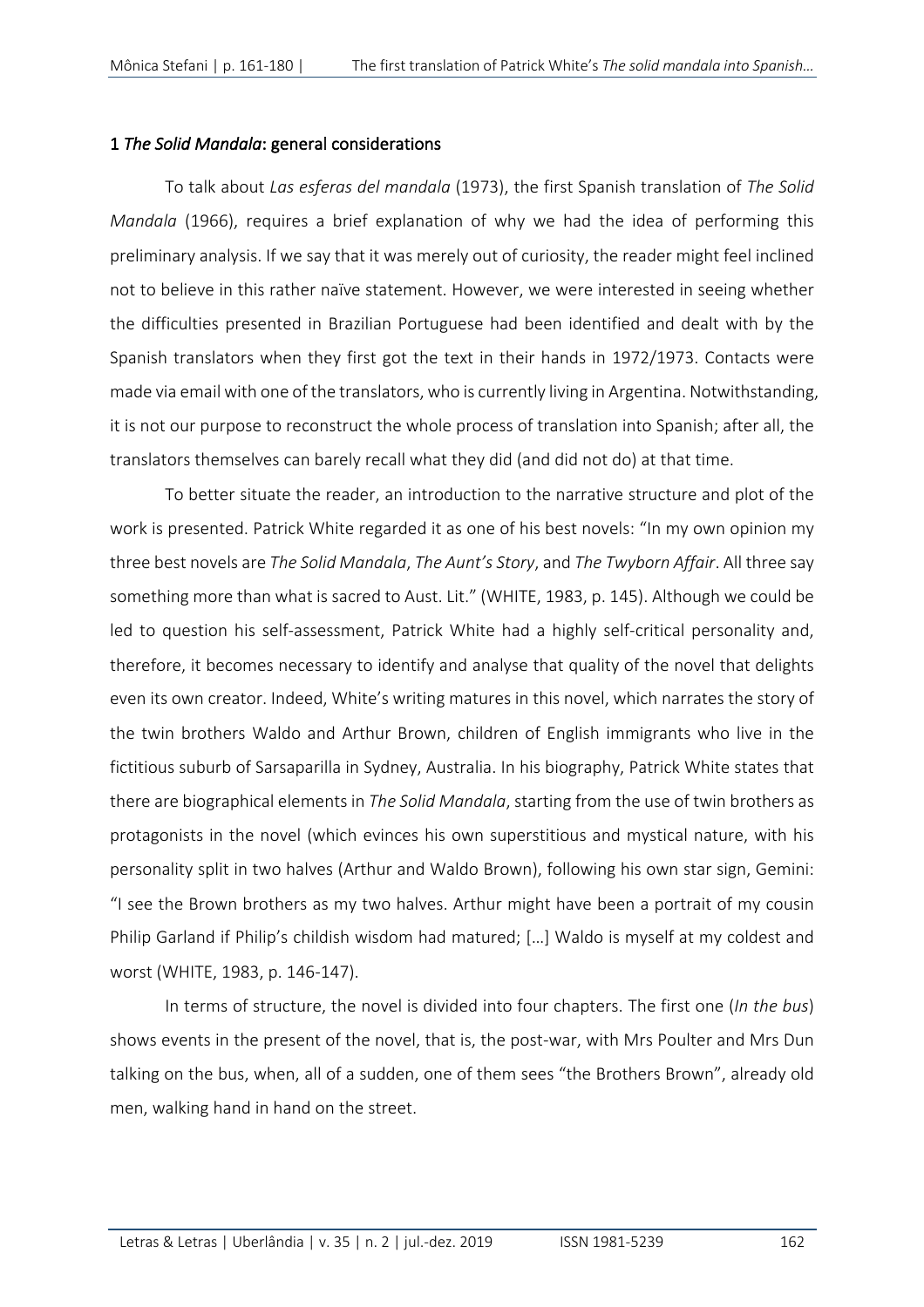## 1 *The Solid Mandala*: general considerations

To talk about *Las esferas del mandala* (1973), the first Spanish translation of *The Solid Mandala* (1966), requires a brief explanation of why we had the idea of performing this preliminary analysis. If we say that it was merely out of curiosity, the reader might feel inclined not to believe in this rather naïve statement. However, we were interested in seeing whether the difficulties presented in Brazilian Portuguese had been identified and dealt with by the Spanish translators when they first got the text in their hands in 1972/1973. Contacts were made via email with one of the translators, who is currently living in Argentina. Notwithstanding, it is not our purpose to reconstruct the whole process of translation into Spanish; after all, the translators themselves can barely recall what they did (and did not do) at that time.

To better situate the reader, an introduction to the narrative structure and plot of the work is presented. Patrick White regarded it as one of his best novels: "In my own opinion my three best novels are *The Solid Mandala*, *The Aunt's Story*, and *The Twyborn Affair*. All three say something more than what is sacred to Aust. Lit." (WHITE, 1983, p. 145). Although we could be led to question his self-assessment, Patrick White had a highly self-critical personality and, therefore, it becomes necessary to identify and analyse that quality of the novel that delights even its own creator. Indeed, White's writing matures in this novel, which narrates the story of the twin brothers Waldo and Arthur Brown, children of English immigrants who live in the fictitious suburb of Sarsaparilla in Sydney, Australia. In his biography, Patrick White states that there are biographical elements in *The Solid Mandala*, starting from the use of twin brothers as protagonists in the novel (which evinces his own superstitious and mystical nature, with his personality split in two halves (Arthur and Waldo Brown), following his own star sign, Gemini: "I see the Brown brothers as my two halves. Arthur might have been a portrait of my cousin Philip Garland if Philip's childish wisdom had matured; […] Waldo is myself at my coldest and worst (WHITE, 1983, p. 146-147).

In terms of structure, the novel is divided into four chapters. The first one (*In the bus*) shows events in the present of the novel, that is, the post-war, with Mrs Poulter and Mrs Dun talking on the bus, when, all of a sudden, one of them sees "the Brothers Brown", already old men, walking hand in hand on the street.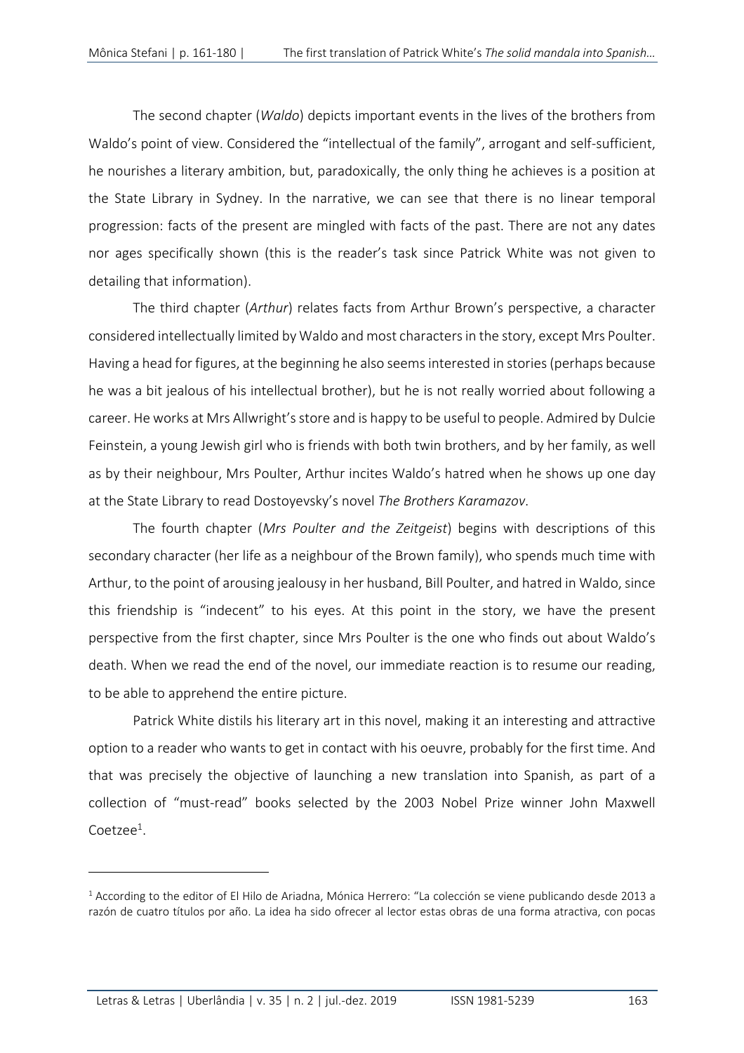The second chapter (*Waldo*) depicts important events in the lives of the brothers from Waldo's point of view. Considered the "intellectual of the family", arrogant and self-sufficient, he nourishes a literary ambition, but, paradoxically, the only thing he achieves is a position at the State Library in Sydney. In the narrative, we can see that there is no linear temporal progression: facts of the present are mingled with facts of the past. There are not any dates nor ages specifically shown (this is the reader's task since Patrick White was not given to detailing that information).

The third chapter (*Arthur*) relates facts from Arthur Brown's perspective, a character considered intellectually limited by Waldo and most characters in the story, except Mrs Poulter. Having a head for figures, at the beginning he also seems interested in stories (perhaps because he was a bit jealous of his intellectual brother), but he is not really worried about following a career. He works at Mrs Allwright's store and is happy to be useful to people. Admired by Dulcie Feinstein, a young Jewish girl who is friends with both twin brothers, and by her family, as well as by their neighbour, Mrs Poulter, Arthur incites Waldo's hatred when he shows up one day at the State Library to read Dostoyevsky's novel *The Brothers Karamazov*.

The fourth chapter (*Mrs Poulter and the Zeitgeist*) begins with descriptions of this secondary character (her life as a neighbour of the Brown family), who spends much time with Arthur, to the point of arousing jealousy in her husband, Bill Poulter, and hatred in Waldo, since this friendship is "indecent" to his eyes. At this point in the story, we have the present perspective from the first chapter, since Mrs Poulter is the one who finds out about Waldo's death. When we read the end of the novel, our immediate reaction is to resume our reading, to be able to apprehend the entire picture.

Patrick White distils his literary art in this novel, making it an interesting and attractive option to a reader who wants to get in contact with his oeuvre, probably for the first time. And that was precisely the objective of launching a new translation into Spanish, as part of a collection of "must-read" books selected by the 2003 Nobel Prize winner John Maxwell Coetzee[1].

---

[1] According to the editor of El Hilo de Ariadna, Mónica Herrero: "La colección se viene publicando desde 2013 a razón de cuatro títulos por año. La idea ha sido ofrecer al lector estas obras de una forma atractiva, con pocas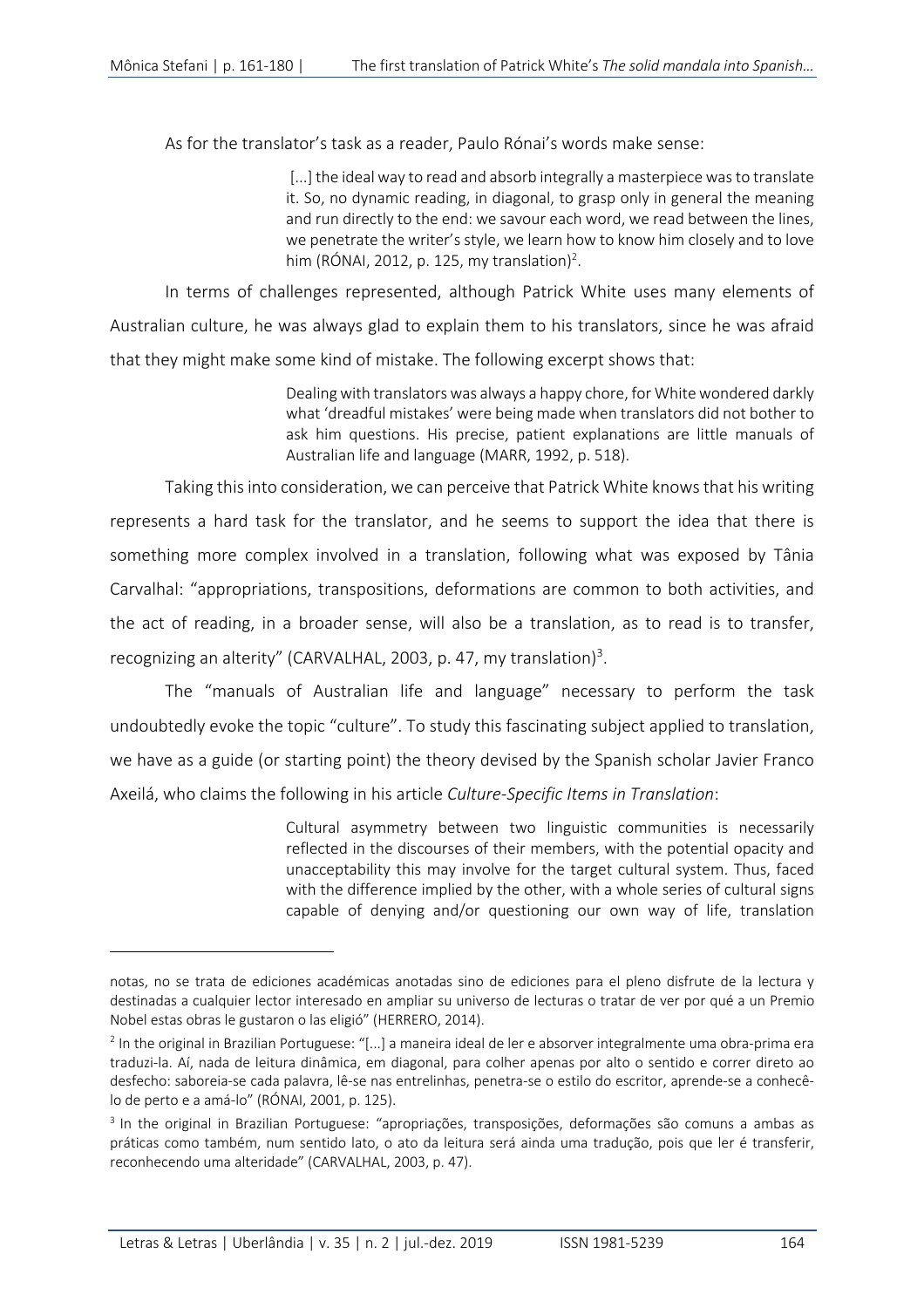As for the translator's task as a reader, Paulo Rónai's words make sense:

> [...] the ideal way to read and absorb integrally a masterpiece was to translate it. So, no dynamic reading, in diagonal, to grasp only in general the meaning and run directly to the end: we savour each word, we read between the lines, we penetrate the writer's style, we learn how to know him closely and to love him (RÓNAI, 2012, p. 125, my translation)[2].

In terms of challenges represented, although Patrick White uses many elements of Australian culture, he was always glad to explain them to his translators, since he was afraid that they might make some kind of mistake. The following excerpt shows that:

> Dealing with translators was always a happy chore, for White wondered darkly what 'dreadful mistakes' were being made when translators did not bother to ask him questions. His precise, patient explanations are little manuals of Australian life and language (MARR, 1992, p. 518).

Taking this into consideration, we can perceive that Patrick White knows that his writing represents a hard task for the translator, and he seems to support the idea that there is something more complex involved in a translation, following what was exposed by Tânia Carvalhal: "appropriations, transpositions, deformations are common to both activities, and the act of reading, in a broader sense, will also be a translation, as to read is to transfer, recognizing an alterity" (CARVALHAL, 2003, p. 47, my translation)[3].

The "manuals of Australian life and language" necessary to perform the task undoubtedly evoke the topic "culture". To study this fascinating subject applied to translation, we have as a guide (or starting point) the theory devised by the Spanish scholar Javier Franco Axeilá, who claims the following in his article *Culture-Specific Items in Translation*:

> Cultural asymmetry between two linguistic communities is necessarily reflected in the discourses of their members, with the potential opacity and unacceptability this may involve for the target cultural system. Thus, faced with the difference implied by the other, with a whole series of cultural signs capable of denying and/or questioning our own way of life, translation

---

notas, no se trata de ediciones académicas anotadas sino de ediciones para el pleno disfrute de la lectura y destinadas a cualquier lector interesado en ampliar su universo de lecturas o tratar de ver por qué a un Premio Nobel estas obras le gustaron o las eligió" (HERRERO, 2014).

[2] In the original in Brazilian Portuguese: "[...] a maneira ideal de ler e absorver integralmente uma obra-prima era traduzi-la. Aí, nada de leitura dinâmica, em diagonal, para colher apenas por alto o sentido e correr direto ao desfecho: saboreia-se cada palavra, lê-se nas entrelinhas, penetra-se o estilo do escritor, aprende-se a conhecê-lo de perto e a amá-lo" (RÓNAI, 2001, p. 125).

[3] In the original in Brazilian Portuguese: "apropriações, transposições, deformações são comuns a ambas as práticas como também, num sentido lato, o ato da leitura será ainda uma tradução, pois que ler é transferir, reconhecendo uma alteridade" (CARVALHAL, 2003, p. 47).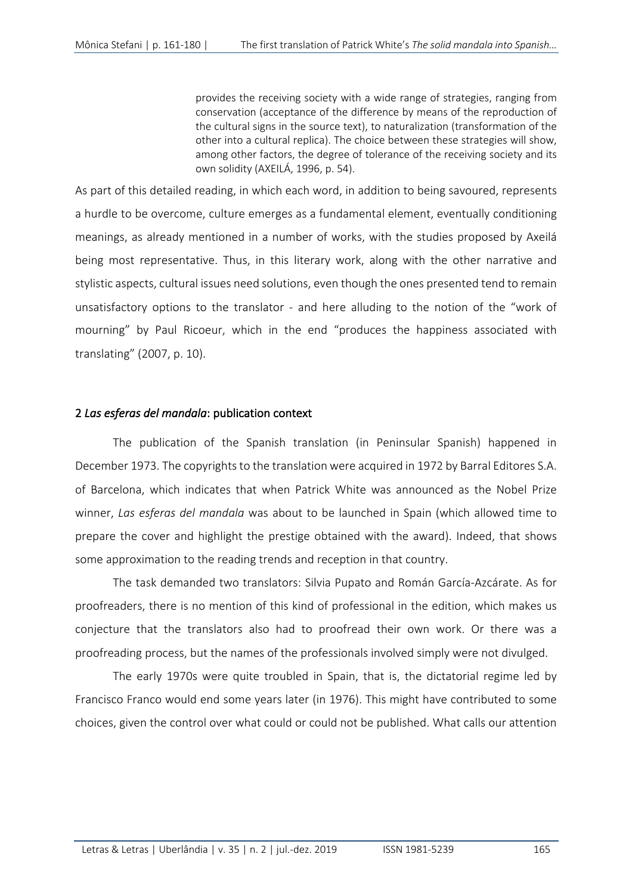> provides the receiving society with a wide range of strategies, ranging from conservation (acceptance of the difference by means of the reproduction of the cultural signs in the source text), to naturalization (transformation of the other into a cultural replica). The choice between these strategies will show, among other factors, the degree of tolerance of the receiving society and its own solidity (AXEILÁ, 1996, p. 54).

As part of this detailed reading, in which each word, in addition to being savoured, represents a hurdle to be overcome, culture emerges as a fundamental element, eventually conditioning meanings, as already mentioned in a number of works, with the studies proposed by Axeilá being most representative. Thus, in this literary work, along with the other narrative and stylistic aspects, cultural issues need solutions, even though the ones presented tend to remain unsatisfactory options to the translator - and here alluding to the notion of the "work of mourning" by Paul Ricoeur, which in the end "produces the happiness associated with translating" (2007, p. 10).

## 2 *Las esferas del mandala*: publication context

The publication of the Spanish translation (in Peninsular Spanish) happened in December 1973. The copyrights to the translation were acquired in 1972 by Barral Editores S.A. of Barcelona, which indicates that when Patrick White was announced as the Nobel Prize winner, *Las esferas del mandala* was about to be launched in Spain (which allowed time to prepare the cover and highlight the prestige obtained with the award). Indeed, that shows some approximation to the reading trends and reception in that country.

The task demanded two translators: Silvia Pupato and Román García-Azcárate. As for proofreaders, there is no mention of this kind of professional in the edition, which makes us conjecture that the translators also had to proofread their own work. Or there was a proofreading process, but the names of the professionals involved simply were not divulged.

The early 1970s were quite troubled in Spain, that is, the dictatorial regime led by Francisco Franco would end some years later (in 1976). This might have contributed to some choices, given the control over what could or could not be published. What calls our attention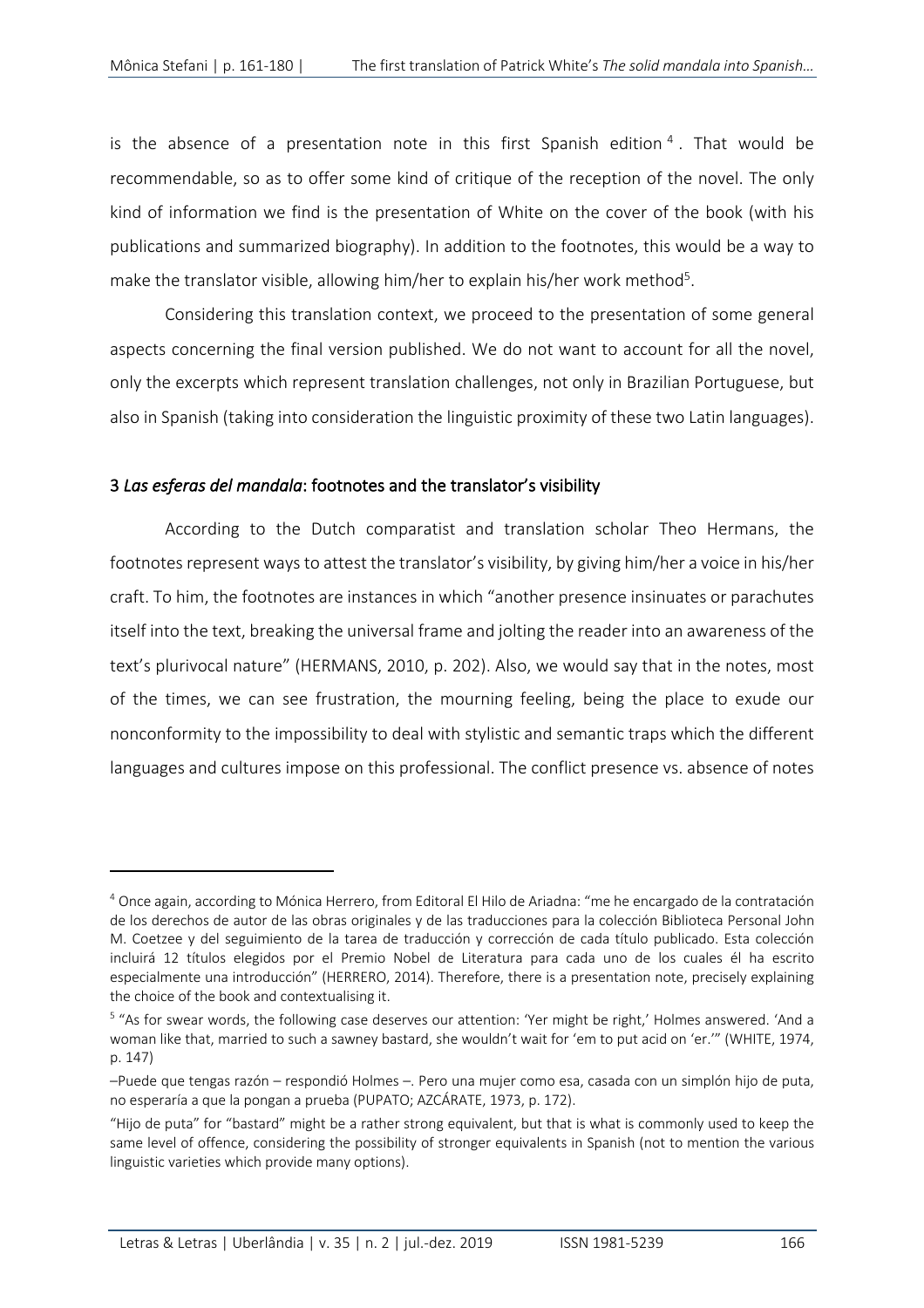is the absence of a presentation note in this first Spanish edition[4]. That would be recommendable, so as to offer some kind of critique of the reception of the novel. The only kind of information we find is the presentation of White on the cover of the book (with his publications and summarized biography). In addition to the footnotes, this would be a way to make the translator visible, allowing him/her to explain his/her work method[5].

Considering this translation context, we proceed to the presentation of some general aspects concerning the final version published. We do not want to account for all the novel, only the excerpts which represent translation challenges, not only in Brazilian Portuguese, but also in Spanish (taking into consideration the linguistic proximity of these two Latin languages).

## 3 *Las esferas del mandala*: footnotes and the translator's visibility

According to the Dutch comparatist and translation scholar Theo Hermans, the footnotes represent ways to attest the translator's visibility, by giving him/her a voice in his/her craft. To him, the footnotes are instances in which "another presence insinuates or parachutes itself into the text, breaking the universal frame and jolting the reader into an awareness of the text's plurivocal nature" (HERMANS, 2010, p. 202). Also, we would say that in the notes, most of the times, we can see frustration, the mourning feeling, being the place to exude our nonconformity to the impossibility to deal with stylistic and semantic traps which the different languages and cultures impose on this professional. The conflict presence vs. absence of notes

---

[4] Once again, according to Mónica Herrero, from Editoral El Hilo de Ariadna: "me he encargado de la contratación de los derechos de autor de las obras originales y de las traducciones para la colección Biblioteca Personal John M. Coetzee y del seguimiento de la tarea de traducción y corrección de cada título publicado. Esta colección incluirá 12 títulos elegidos por el Premio Nobel de Literatura para cada uno de los cuales él ha escrito especialmente una introducción" (HERRERO, 2014). Therefore, there is a presentation note, precisely explaining the choice of the book and contextualising it.

[5] "As for swear words, the following case deserves our attention: 'Yer might be right,' Holmes answered. 'And a woman like that, married to such a sawney bastard, she wouldn't wait for 'em to put acid on 'er.'" (WHITE, 1974, p. 147)

–Puede que tengas razón – respondió Holmes –. Pero una mujer como esa, casada con un simplón hijo de puta, no esperaría a que la pongan a prueba (PUPATO; AZCÁRATE, 1973, p. 172).

"Hijo de puta" for "bastard" might be a rather strong equivalent, but that is what is commonly used to keep the same level of offence, considering the possibility of stronger equivalents in Spanish (not to mention the various linguistic varieties which provide many options).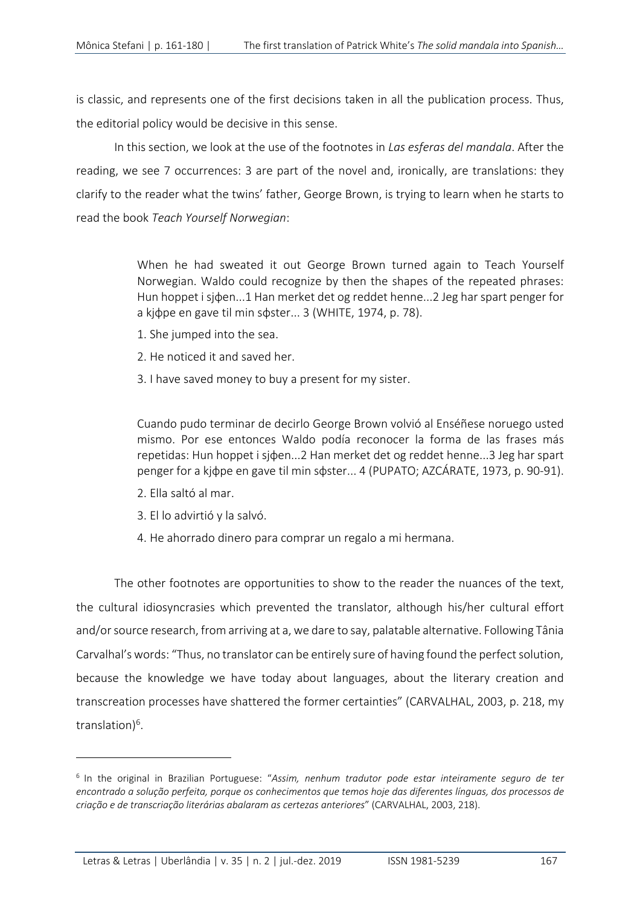is classic, and represents one of the first decisions taken in all the publication process. Thus, the editorial policy would be decisive in this sense.

In this section, we look at the use of the footnotes in *Las esferas del mandala*. After the reading, we see 7 occurrences: 3 are part of the novel and, ironically, are translations: they clarify to the reader what the twins' father, George Brown, is trying to learn when he starts to read the book *Teach Yourself Norwegian*:

> When he had sweated it out George Brown turned again to Teach Yourself Norwegian. Waldo could recognize by then the shapes of the repeated phrases: Hun hoppet i sjɸen...1 Han merket det og reddet henne...2 Jeg har spart penger for a kjɸpe en gave til min sɸster... 3 (WHITE, 1974, p. 78).
>
> 1. She jumped into the sea.
> 2. He noticed it and saved her.
> 3. I have saved money to buy a present for my sister.

> Cuando pudo terminar de decirlo George Brown volvió al Enséñese noruego usted mismo. Por ese entonces Waldo podía reconocer la forma de las frases más repetidas: Hun hoppet i sjɸen...2 Han merket det og reddet henne...3 Jeg har spart penger for a kjɸpe en gave til min sɸster... 4 (PUPATO; AZCÁRATE, 1973, p. 90-91).
>
> 2. Ella saltó al mar.
> 3. El lo advirtió y la salvó.
> 4. He ahorrado dinero para comprar un regalo a mi hermana.

The other footnotes are opportunities to show to the reader the nuances of the text, the cultural idiosyncrasies which prevented the translator, although his/her cultural effort and/or source research, from arriving at a, we dare to say, palatable alternative. Following Tânia Carvalhal's words: "Thus, no translator can be entirely sure of having found the perfect solution, because the knowledge we have today about languages, about the literary creation and transcreation processes have shattered the former certainties" (CARVALHAL, 2003, p. 218, my translation)[6].

---

[6] In the original in Brazilian Portuguese: "*Assim, nenhum tradutor pode estar inteiramente seguro de ter encontrado a solução perfeita, porque os conhecimentos que temos hoje das diferentes línguas, dos processos de criação e de transcriação literárias abalaram as certezas anteriores*" (CARVALHAL, 2003, 218).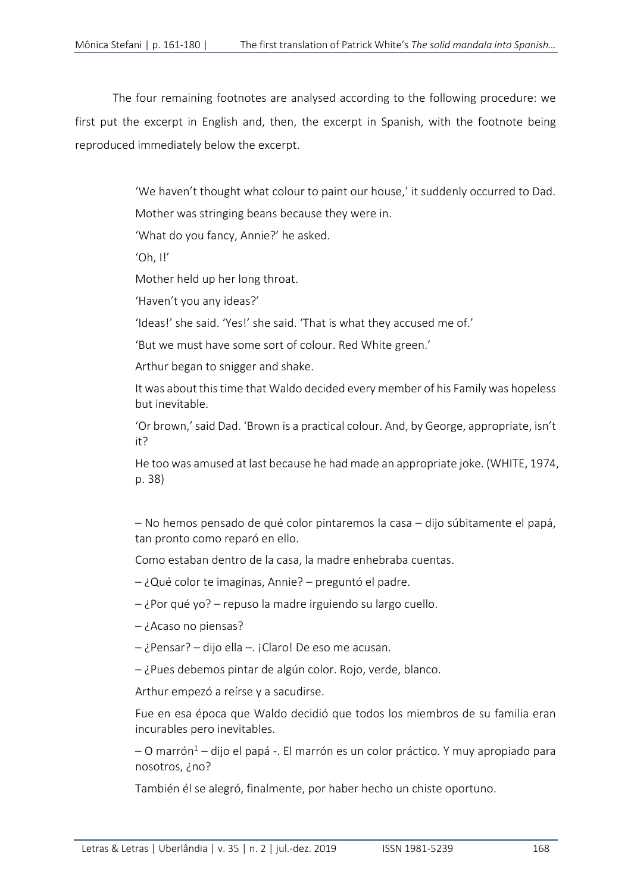The four remaining footnotes are analysed according to the following procedure: we first put the excerpt in English and, then, the excerpt in Spanish, with the footnote being reproduced immediately below the excerpt.

> 'We haven't thought what colour to paint our house,' it suddenly occurred to Dad.
>
> Mother was stringing beans because they were in.
>
> 'What do you fancy, Annie?' he asked.
>
> 'Oh, I!'
>
> Mother held up her long throat.
>
> 'Haven't you any ideas?'
>
> 'Ideas!' she said. 'Yes!' she said. 'That is what they accused me of.'
>
> 'But we must have some sort of colour. Red White green.'
>
> Arthur began to snigger and shake.
>
> It was about this time that Waldo decided every member of his Family was hopeless but inevitable.
>
> 'Or brown,' said Dad. 'Brown is a practical colour. And, by George, appropriate, isn't it?
>
> He too was amused at last because he had made an appropriate joke. (WHITE, 1974, p. 38)

> – No hemos pensado de qué color pintaremos la casa – dijo súbitamente el papá, tan pronto como reparó en ello.
>
> Como estaban dentro de la casa, la madre enhebraba cuentas.
>
> – ¿Qué color te imaginas, Annie? – preguntó el padre.
>
> – ¿Por qué yo? – repuso la madre irguiendo su largo cuello.
>
> – ¿Acaso no piensas?
>
> – ¿Pensar? – dijo ella –. ¡Claro! De eso me acusan.
>
> – ¿Pues debemos pintar de algún color. Rojo, verde, blanco.
>
> Arthur empezó a reírse y a sacudirse.
>
> Fue en esa época que Waldo decidió que todos los miembros de su familia eran incurables pero inevitables.
>
> – O marrón[1] – dijo el papá -. El marrón es un color práctico. Y muy apropiado para nosotros, ¿no?
>
> También él se alegró, finalmente, por haber hecho un chiste oportuno.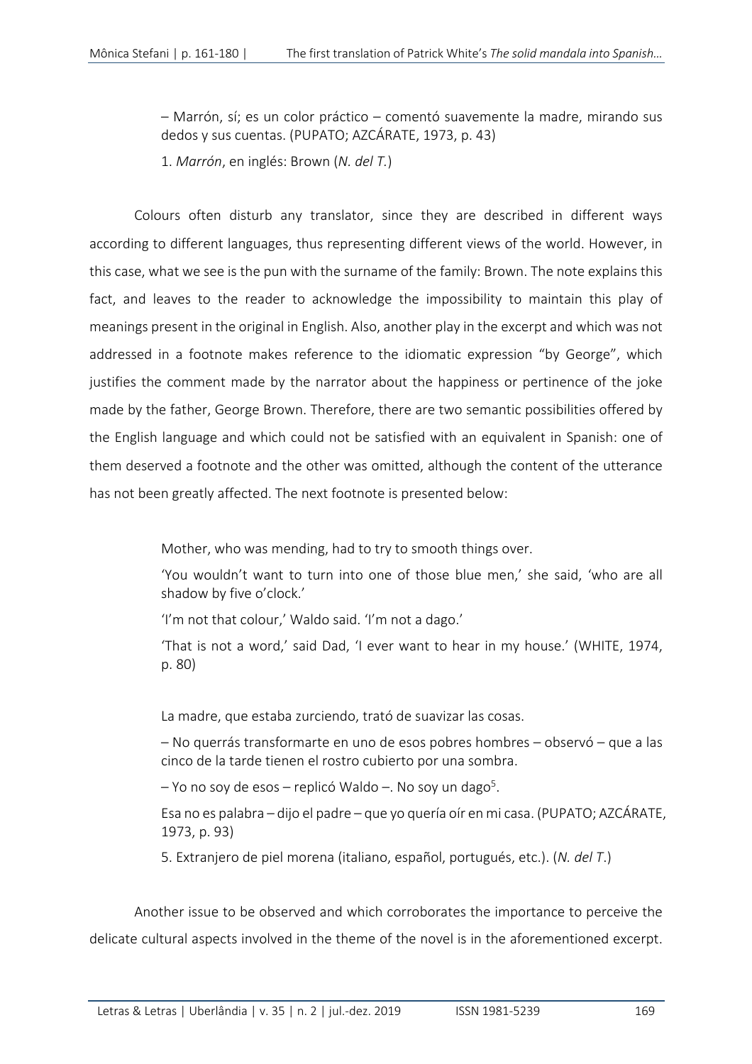> – Marrón, sí; es un color práctico – comentó suavemente la madre, mirando sus dedos y sus cuentas. (PUPATO; AZCÁRATE, 1973, p. 43)
>
> 1. *Marrón*, en inglés: Brown (*N. del T.*)

Colours often disturb any translator, since they are described in different ways according to different languages, thus representing different views of the world. However, in this case, what we see is the pun with the surname of the family: Brown. The note explains this fact, and leaves to the reader to acknowledge the impossibility to maintain this play of meanings present in the original in English. Also, another play in the excerpt and which was not addressed in a footnote makes reference to the idiomatic expression "by George", which justifies the comment made by the narrator about the happiness or pertinence of the joke made by the father, George Brown. Therefore, there are two semantic possibilities offered by the English language and which could not be satisfied with an equivalent in Spanish: one of them deserved a footnote and the other was omitted, although the content of the utterance has not been greatly affected. The next footnote is presented below:

> Mother, who was mending, had to try to smooth things over.
>
> 'You wouldn't want to turn into one of those blue men,' she said, 'who are all shadow by five o'clock.'
>
> 'I'm not that colour,' Waldo said. 'I'm not a dago.'
>
> 'That is not a word,' said Dad, 'I ever want to hear in my house.' (WHITE, 1974, p. 80)

> La madre, que estaba zurciendo, trató de suavizar las cosas.
>
> – No querrás transformarte en uno de esos pobres hombres – observó – que a las cinco de la tarde tienen el rostro cubierto por una sombra.
>
> – Yo no soy de esos – replicó Waldo –. No soy un dago[5].
>
> Esa no es palabra – dijo el padre – que yo quería oír en mi casa. (PUPATO; AZCÁRATE, 1973, p. 93)
>
> 5. Extranjero de piel morena (italiano, español, portugués, etc.). (*N. del T*.)

Another issue to be observed and which corroborates the importance to perceive the delicate cultural aspects involved in the theme of the novel is in the aforementioned excerpt.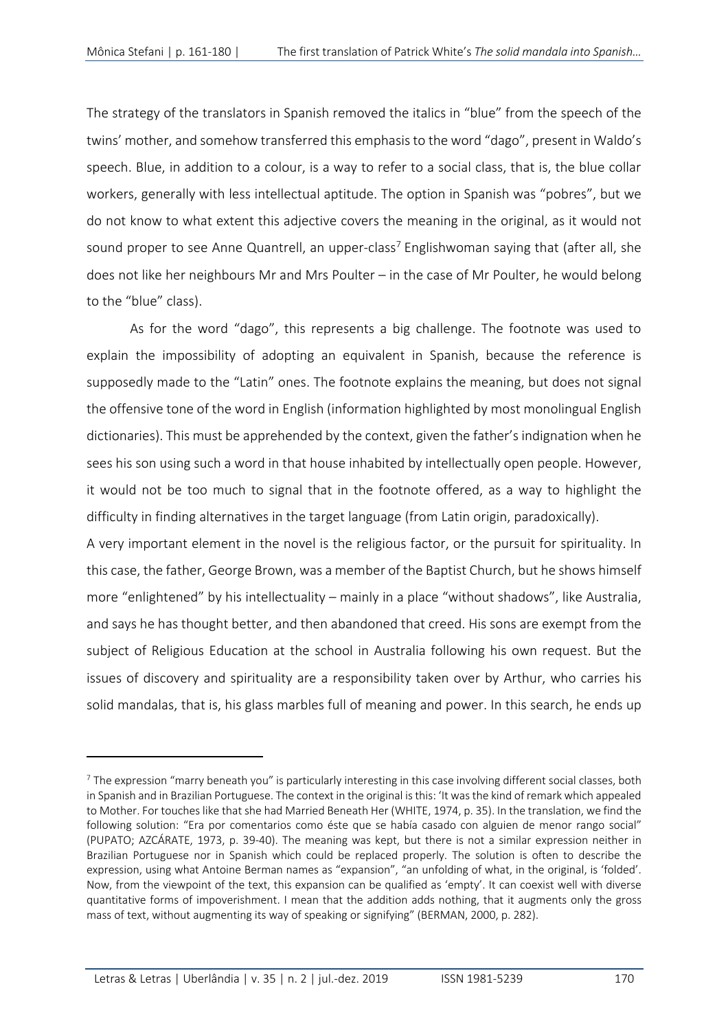The strategy of the translators in Spanish removed the italics in "blue" from the speech of the twins' mother, and somehow transferred this emphasis to the word "dago", present in Waldo's speech. Blue, in addition to a colour, is a way to refer to a social class, that is, the blue collar workers, generally with less intellectual aptitude. The option in Spanish was "pobres", but we do not know to what extent this adjective covers the meaning in the original, as it would not sound proper to see Anne Quantrell, an upper-class[7] Englishwoman saying that (after all, she does not like her neighbours Mr and Mrs Poulter – in the case of Mr Poulter, he would belong to the "blue" class).

As for the word "dago", this represents a big challenge. The footnote was used to explain the impossibility of adopting an equivalent in Spanish, because the reference is supposedly made to the "Latin" ones. The footnote explains the meaning, but does not signal the offensive tone of the word in English (information highlighted by most monolingual English dictionaries). This must be apprehended by the context, given the father's indignation when he sees his son using such a word in that house inhabited by intellectually open people. However, it would not be too much to signal that in the footnote offered, as a way to highlight the difficulty in finding alternatives in the target language (from Latin origin, paradoxically).

A very important element in the novel is the religious factor, or the pursuit for spirituality. In this case, the father, George Brown, was a member of the Baptist Church, but he shows himself more "enlightened" by his intellectuality – mainly in a place "without shadows", like Australia, and says he has thought better, and then abandoned that creed. His sons are exempt from the subject of Religious Education at the school in Australia following his own request. But the issues of discovery and spirituality are a responsibility taken over by Arthur, who carries his solid mandalas, that is, his glass marbles full of meaning and power. In this search, he ends up

---

[7] The expression "marry beneath you" is particularly interesting in this case involving different social classes, both in Spanish and in Brazilian Portuguese. The context in the original is this: 'It was the kind of remark which appealed to Mother. For touches like that she had Married Beneath Her (WHITE, 1974, p. 35). In the translation, we find the following solution: "Era por comentarios como éste que se había casado con alguien de menor rango social" (PUPATO; AZCÁRATE, 1973, p. 39-40). The meaning was kept, but there is not a similar expression neither in Brazilian Portuguese nor in Spanish which could be replaced properly. The solution is often to describe the expression, using what Antoine Berman names as "expansion", "an unfolding of what, in the original, is 'folded'. Now, from the viewpoint of the text, this expansion can be qualified as 'empty'. It can coexist well with diverse quantitative forms of impoverishment. I mean that the addition adds nothing, that it augments only the gross mass of text, without augmenting its way of speaking or signifying" (BERMAN, 2000, p. 282).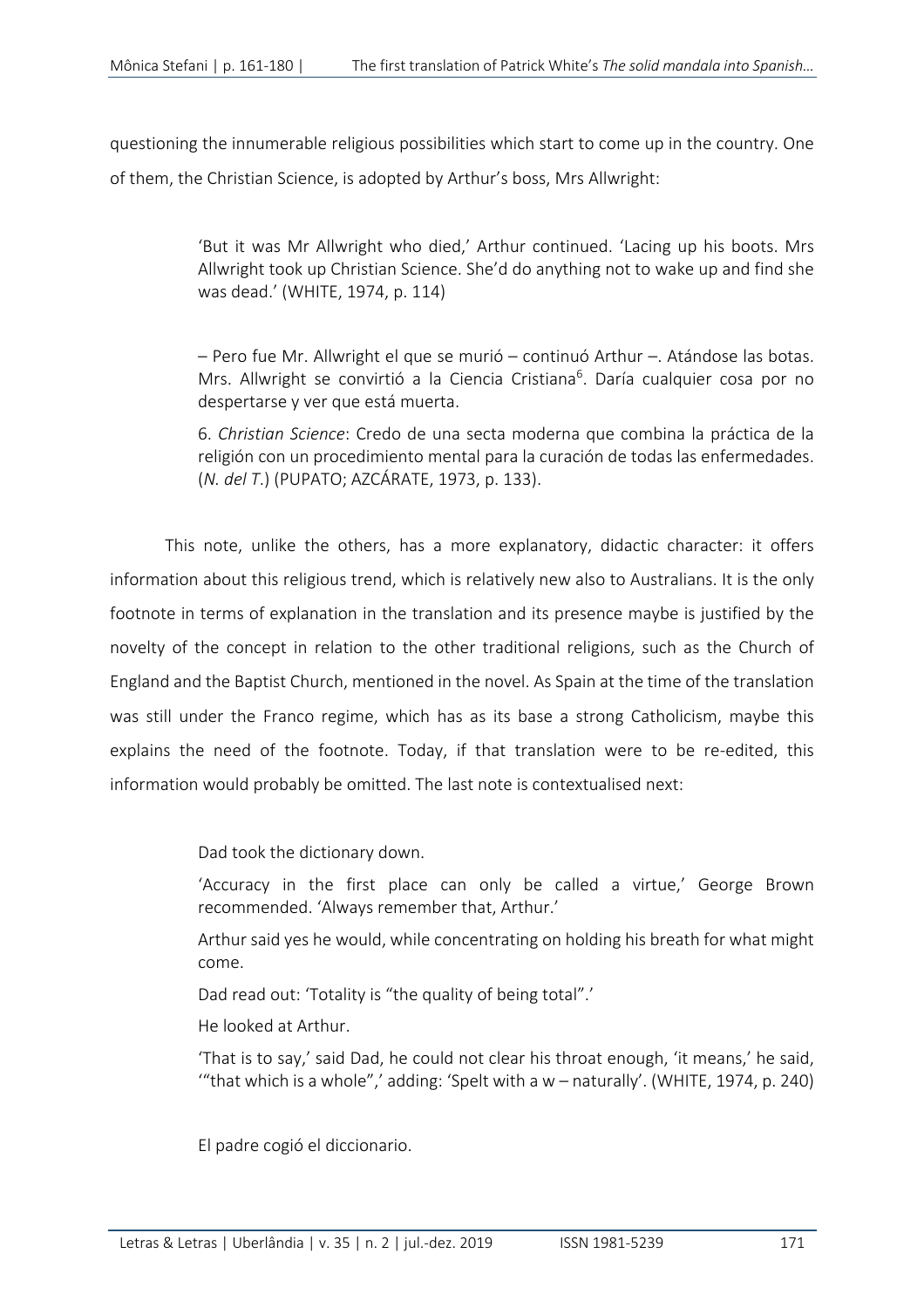questioning the innumerable religious possibilities which start to come up in the country. One of them, the Christian Science, is adopted by Arthur's boss, Mrs Allwright:

> 'But it was Mr Allwright who died,' Arthur continued. 'Lacing up his boots. Mrs Allwright took up Christian Science. She'd do anything not to wake up and find she was dead.' (WHITE, 1974, p. 114)

> – Pero fue Mr. Allwright el que se murió – continuó Arthur –. Atándose las botas. Mrs. Allwright se convirtió a la Ciencia Cristiana[6]. Daría cualquier cosa por no despertarse y ver que está muerta.
>
> 6. *Christian Science*: Credo de una secta moderna que combina la práctica de la religión con un procedimiento mental para la curación de todas las enfermedades. (*N. del T.*) (PUPATO; AZCÁRATE, 1973, p. 133).

This note, unlike the others, has a more explanatory, didactic character: it offers information about this religious trend, which is relatively new also to Australians. It is the only footnote in terms of explanation in the translation and its presence maybe is justified by the novelty of the concept in relation to the other traditional religions, such as the Church of England and the Baptist Church, mentioned in the novel. As Spain at the time of the translation was still under the Franco regime, which has as its base a strong Catholicism, maybe this explains the need of the footnote. Today, if that translation were to be re-edited, this information would probably be omitted. The last note is contextualised next:

> Dad took the dictionary down.
>
> 'Accuracy in the first place can only be called a virtue,' George Brown recommended. 'Always remember that, Arthur.'
>
> Arthur said yes he would, while concentrating on holding his breath for what might come.
>
> Dad read out: 'Totality is "the quality of being total".'
>
> He looked at Arthur.
>
> 'That is to say,' said Dad, he could not clear his throat enough, 'it means,' he said, '"that which is a whole",' adding: 'Spelt with a w – naturally'. (WHITE, 1974, p. 240)

> El padre cogió el diccionario.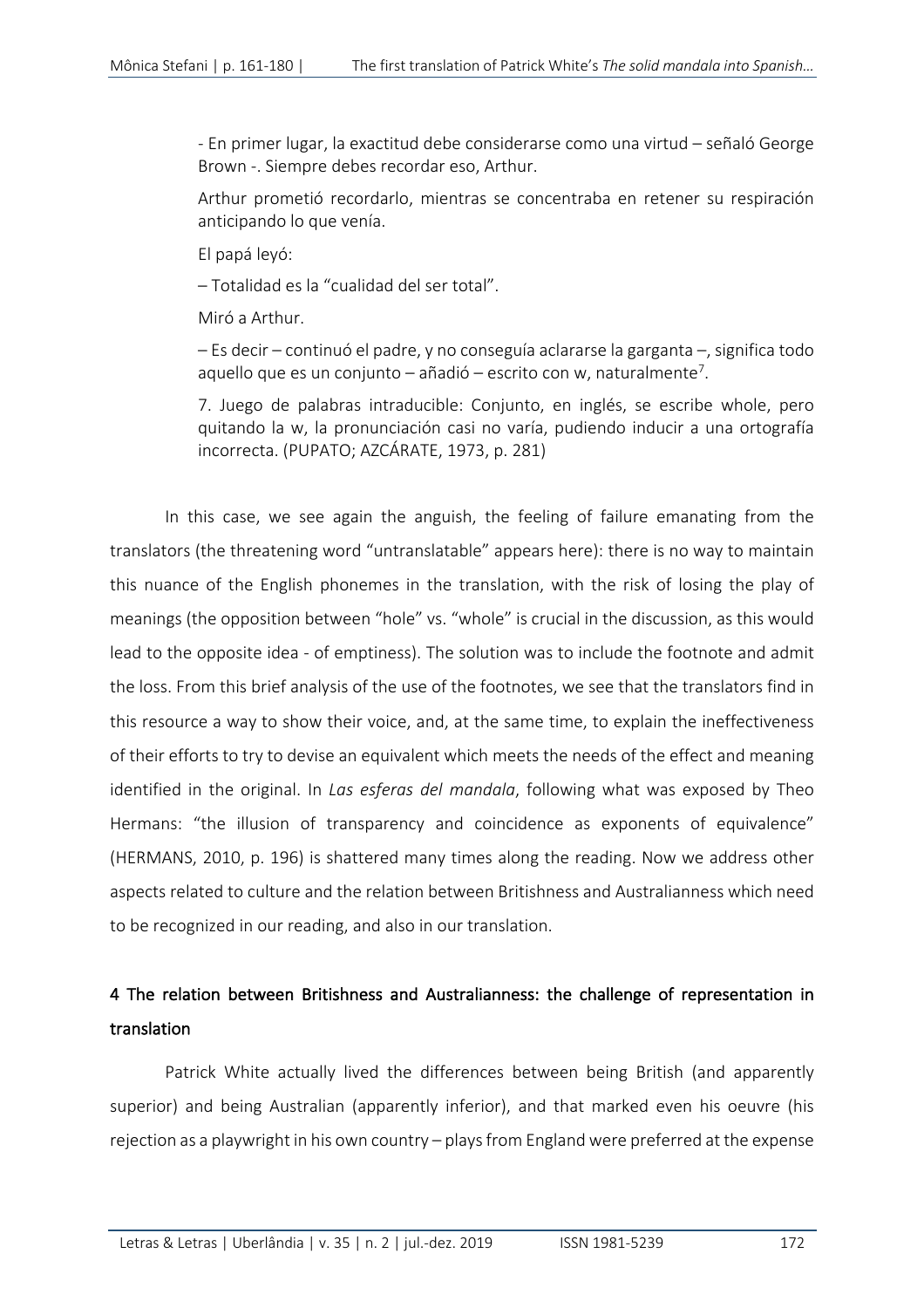> - En primer lugar, la exactitud debe considerarse como una virtud – señaló George Brown -. Siempre debes recordar eso, Arthur.
>
> Arthur prometió recordarlo, mientras se concentraba en retener su respiración anticipando lo que venía.
>
> El papá leyó:
>
> – Totalidad es la "cualidad del ser total".
>
> Miró a Arthur.
>
> – Es decir – continuó el padre, y no conseguía aclararse la garganta –, significa todo aquello que es un conjunto – añadió – escrito con w, naturalmente[7].
>
> 7. Juego de palabras intraducible: Conjunto, en inglés, se escribe whole, pero quitando la w, la pronunciación casi no varía, pudiendo inducir a una ortografía incorrecta. (PUPATO; AZCÁRATE, 1973, p. 281)

In this case, we see again the anguish, the feeling of failure emanating from the translators (the threatening word "untranslatable" appears here): there is no way to maintain this nuance of the English phonemes in the translation, with the risk of losing the play of meanings (the opposition between "hole" vs. "whole" is crucial in the discussion, as this would lead to the opposite idea - of emptiness). The solution was to include the footnote and admit the loss. From this brief analysis of the use of the footnotes, we see that the translators find in this resource a way to show their voice, and, at the same time, to explain the ineffectiveness of their efforts to try to devise an equivalent which meets the needs of the effect and meaning identified in the original. In *Las esferas del mandala*, following what was exposed by Theo Hermans: "the illusion of transparency and coincidence as exponents of equivalence" (HERMANS, 2010, p. 196) is shattered many times along the reading. Now we address other aspects related to culture and the relation between Britishness and Australianness which need to be recognized in our reading, and also in our translation.

## 4 The relation between Britishness and Australianness: the challenge of representation in translation

Patrick White actually lived the differences between being British (and apparently superior) and being Australian (apparently inferior), and that marked even his oeuvre (his rejection as a playwright in his own country – plays from England were preferred at the expense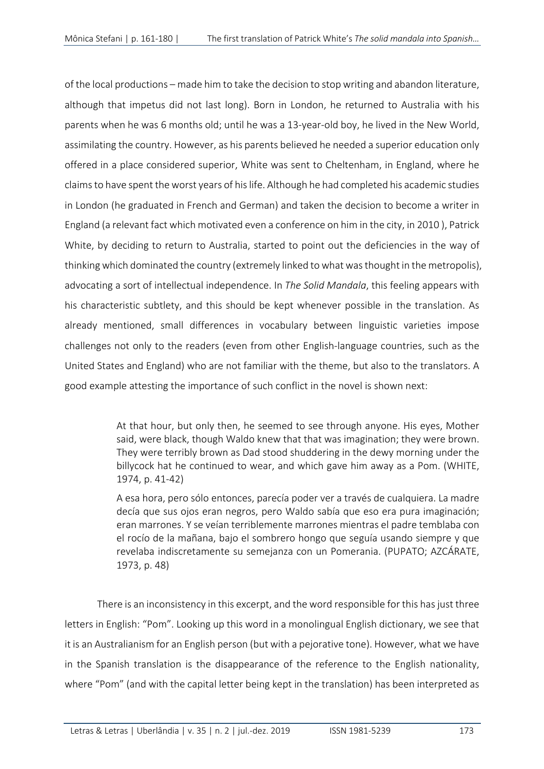of the local productions – made him to take the decision to stop writing and abandon literature, although that impetus did not last long). Born in London, he returned to Australia with his parents when he was 6 months old; until he was a 13-year-old boy, he lived in the New World, assimilating the country. However, as his parents believed he needed a superior education only offered in a place considered superior, White was sent to Cheltenham, in England, where he claims to have spent the worst years of his life. Although he had completed his academic studies in London (he graduated in French and German) and taken the decision to become a writer in England (a relevant fact which motivated even a conference on him in the city, in 2010 ), Patrick White, by deciding to return to Australia, started to point out the deficiencies in the way of thinking which dominated the country (extremely linked to what was thought in the metropolis), advocating a sort of intellectual independence. In *The Solid Mandala*, this feeling appears with his characteristic subtlety, and this should be kept whenever possible in the translation. As already mentioned, small differences in vocabulary between linguistic varieties impose challenges not only to the readers (even from other English-language countries, such as the United States and England) who are not familiar with the theme, but also to the translators. A good example attesting the importance of such conflict in the novel is shown next:

> At that hour, but only then, he seemed to see through anyone. His eyes, Mother said, were black, though Waldo knew that that was imagination; they were brown. They were terribly brown as Dad stood shuddering in the dewy morning under the billycock hat he continued to wear, and which gave him away as a Pom. (WHITE, 1974, p. 41-42)
>
> A esa hora, pero sólo entonces, parecía poder ver a través de cualquiera. La madre decía que sus ojos eran negros, pero Waldo sabía que eso era pura imaginación; eran marrones. Y se veían terriblemente marrones mientras el padre temblaba con el rocío de la mañana, bajo el sombrero hongo que seguía usando siempre y que revelaba indiscretamente su semejanza con un Pomerania. (PUPATO; AZCÁRATE, 1973, p. 48)

There is an inconsistency in this excerpt, and the word responsible for this has just three letters in English: "Pom". Looking up this word in a monolingual English dictionary, we see that it is an Australianism for an English person (but with a pejorative tone). However, what we have in the Spanish translation is the disappearance of the reference to the English nationality, where "Pom" (and with the capital letter being kept in the translation) has been interpreted as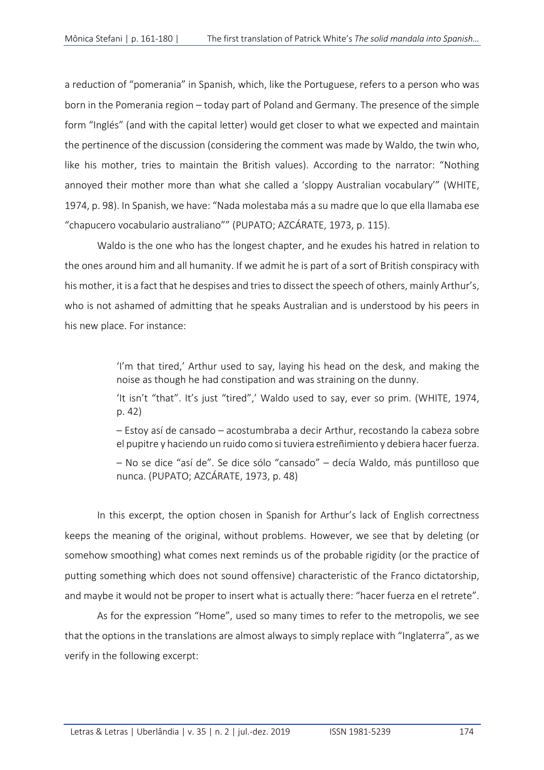a reduction of "pomerania" in Spanish, which, like the Portuguese, refers to a person who was born in the Pomerania region – today part of Poland and Germany. The presence of the simple form "Inglés" (and with the capital letter) would get closer to what we expected and maintain the pertinence of the discussion (considering the comment was made by Waldo, the twin who, like his mother, tries to maintain the British values). According to the narrator: "Nothing annoyed their mother more than what she called a 'sloppy Australian vocabulary'" (WHITE, 1974, p. 98). In Spanish, we have: "Nada molestaba más a su madre que lo que ella llamaba ese "chapucero vocabulario australiano"" (PUPATO; AZCÁRATE, 1973, p. 115).

Waldo is the one who has the longest chapter, and he exudes his hatred in relation to the ones around him and all humanity. If we admit he is part of a sort of British conspiracy with his mother, it is a fact that he despises and tries to dissect the speech of others, mainly Arthur's, who is not ashamed of admitting that he speaks Australian and is understood by his peers in his new place. For instance:

> 'I'm that tired,' Arthur used to say, laying his head on the desk, and making the noise as though he had constipation and was straining on the dunny.
>
> 'It isn't "that". It's just "tired",' Waldo used to say, ever so prim. (WHITE, 1974, p. 42)
>
> – Estoy así de cansado – acostumbraba a decir Arthur, recostando la cabeza sobre el pupitre y haciendo un ruido como si tuviera estreñimiento y debiera hacer fuerza.
>
> – No se dice "así de". Se dice sólo "cansado" – decía Waldo, más puntilloso que nunca. (PUPATO; AZCÁRATE, 1973, p. 48)

In this excerpt, the option chosen in Spanish for Arthur's lack of English correctness keeps the meaning of the original, without problems. However, we see that by deleting (or somehow smoothing) what comes next reminds us of the probable rigidity (or the practice of putting something which does not sound offensive) characteristic of the Franco dictatorship, and maybe it would not be proper to insert what is actually there: "hacer fuerza en el retrete".

As for the expression "Home", used so many times to refer to the metropolis, we see that the options in the translations are almost always to simply replace with "Inglaterra", as we verify in the following excerpt: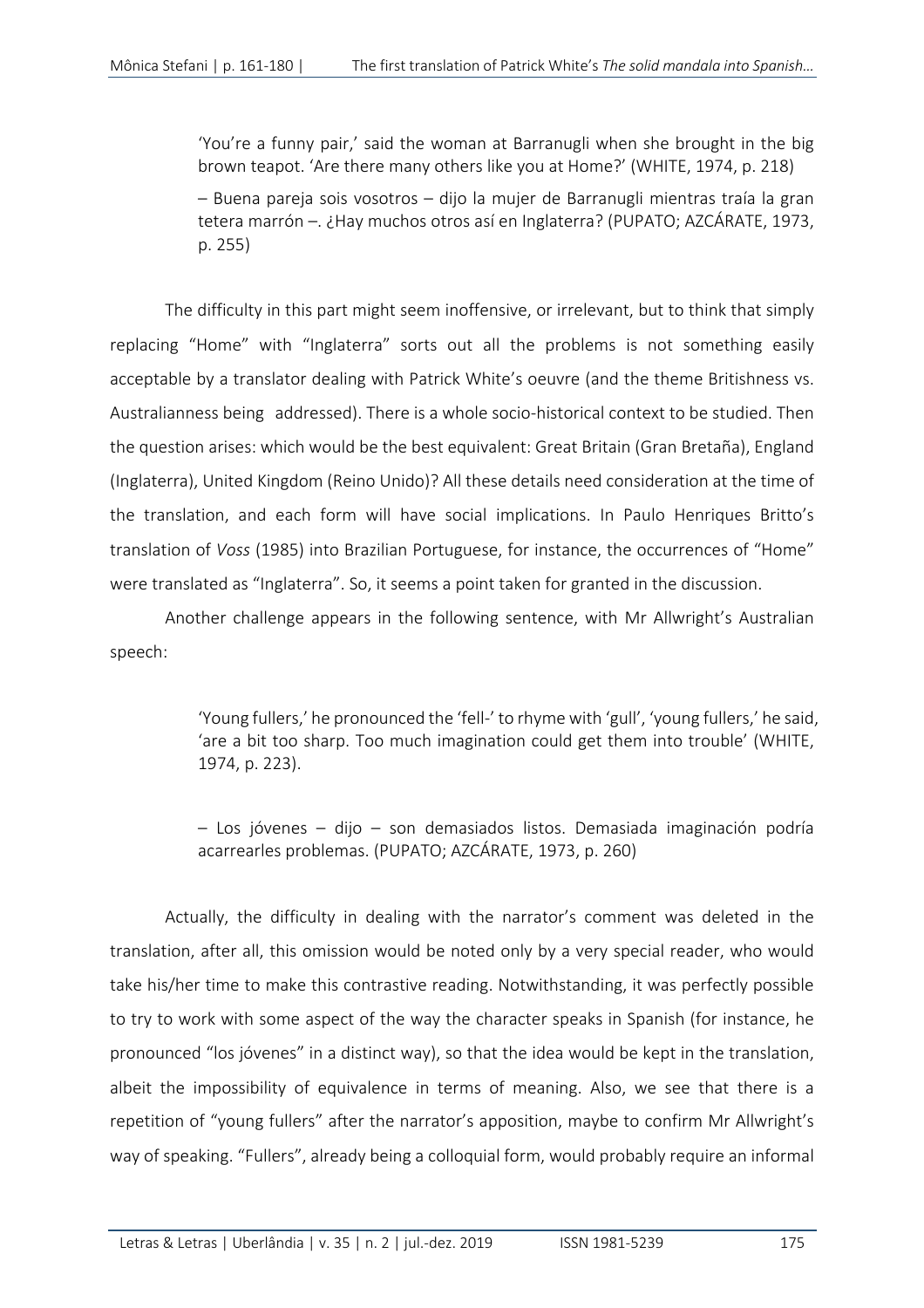> 'You're a funny pair,' said the woman at Barranugli when she brought in the big brown teapot. 'Are there many others like you at Home?' (WHITE, 1974, p. 218)
>
> – Buena pareja sois vosotros – dijo la mujer de Barranugli mientras traía la gran tetera marrón –. ¿Hay muchos otros así en Inglaterra? (PUPATO; AZCÁRATE, 1973, p. 255)

The difficulty in this part might seem inoffensive, or irrelevant, but to think that simply replacing "Home" with "Inglaterra" sorts out all the problems is not something easily acceptable by a translator dealing with Patrick White's oeuvre (and the theme Britishness vs. Australianness being addressed). There is a whole socio-historical context to be studied. Then the question arises: which would be the best equivalent: Great Britain (Gran Bretaña), England (Inglaterra), United Kingdom (Reino Unido)? All these details need consideration at the time of the translation, and each form will have social implications. In Paulo Henriques Britto's translation of *Voss* (1985) into Brazilian Portuguese, for instance, the occurrences of "Home" were translated as "Inglaterra". So, it seems a point taken for granted in the discussion.

Another challenge appears in the following sentence, with Mr Allwright's Australian speech:

> 'Young fullers,' he pronounced the 'fell-' to rhyme with 'gull', 'young fullers,' he said, 'are a bit too sharp. Too much imagination could get them into trouble' (WHITE, 1974, p. 223).
>
> – Los jóvenes – dijo – son demasiados listos. Demasiada imaginación podría acarrearles problemas. (PUPATO; AZCÁRATE, 1973, p. 260)

Actually, the difficulty in dealing with the narrator's comment was deleted in the translation, after all, this omission would be noted only by a very special reader, who would take his/her time to make this contrastive reading. Notwithstanding, it was perfectly possible to try to work with some aspect of the way the character speaks in Spanish (for instance, he pronounced "los jóvenes" in a distinct way), so that the idea would be kept in the translation, albeit the impossibility of equivalence in terms of meaning. Also, we see that there is a repetition of "young fullers" after the narrator's apposition, maybe to confirm Mr Allwright's way of speaking. "Fullers", already being a colloquial form, would probably require an informal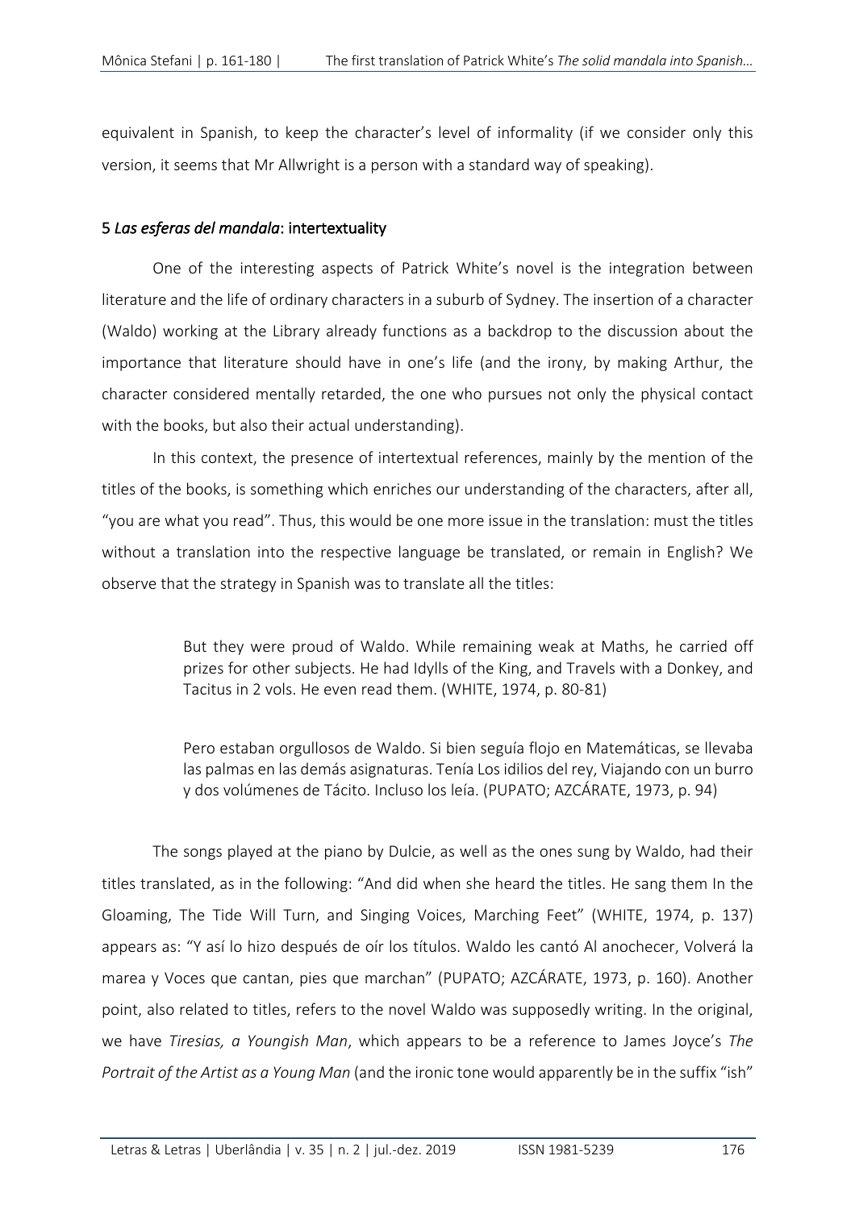equivalent in Spanish, to keep the character's level of informality (if we consider only this version, it seems that Mr Allwright is a person with a standard way of speaking).

## 5 *Las esferas del mandala*: intertextuality

One of the interesting aspects of Patrick White's novel is the integration between literature and the life of ordinary characters in a suburb of Sydney. The insertion of a character (Waldo) working at the Library already functions as a backdrop to the discussion about the importance that literature should have in one's life (and the irony, by making Arthur, the character considered mentally retarded, the one who pursues not only the physical contact with the books, but also their actual understanding).

In this context, the presence of intertextual references, mainly by the mention of the titles of the books, is something which enriches our understanding of the characters, after all, "you are what you read". Thus, this would be one more issue in the translation: must the titles without a translation into the respective language be translated, or remain in English? We observe that the strategy in Spanish was to translate all the titles:

> But they were proud of Waldo. While remaining weak at Maths, he carried off prizes for other subjects. He had Idylls of the King, and Travels with a Donkey, and Tacitus in 2 vols. He even read them. (WHITE, 1974, p. 80-81)

> Pero estaban orgullosos de Waldo. Si bien seguía flojo en Matemáticas, se llevaba las palmas en las demás asignaturas. Tenía Los idilios del rey, Viajando con un burro y dos volúmenes de Tácito. Incluso los leía. (PUPATO; AZCÁRATE, 1973, p. 94)

The songs played at the piano by Dulcie, as well as the ones sung by Waldo, had their titles translated, as in the following: "And did when she heard the titles. He sang them In the Gloaming, The Tide Will Turn, and Singing Voices, Marching Feet" (WHITE, 1974, p. 137) appears as: "Y así lo hizo después de oír los títulos. Waldo les cantó Al anochecer, Volverá la marea y Voces que cantan, pies que marchan" (PUPATO; AZCÁRATE, 1973, p. 160). Another point, also related to titles, refers to the novel Waldo was supposedly writing. In the original, we have *Tiresias, a Youngish Man*, which appears to be a reference to James Joyce's *The Portrait of the Artist as a Young Man* (and the ironic tone would apparently be in the suffix "ish"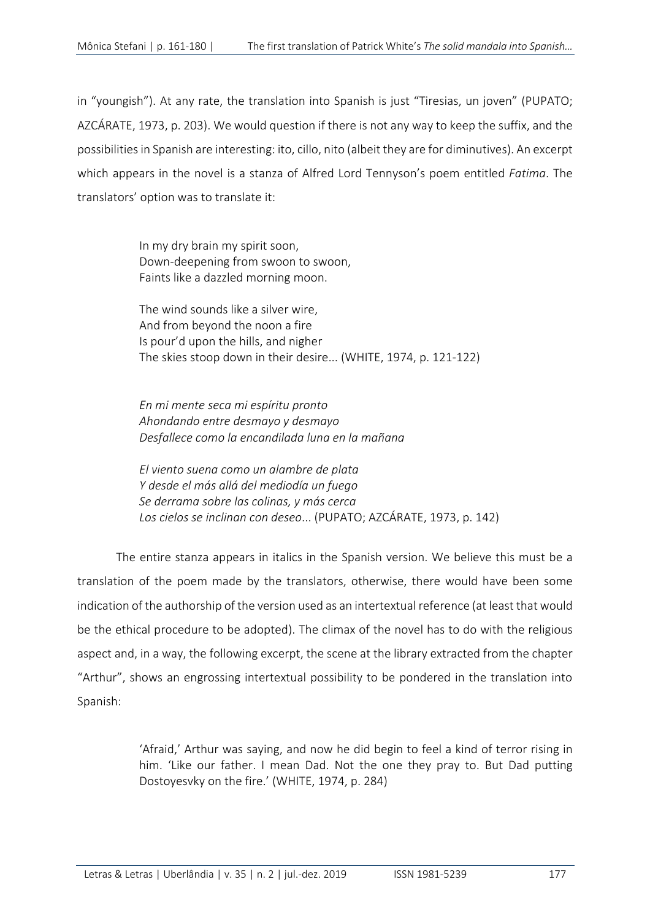in "youngish"). At any rate, the translation into Spanish is just "Tiresias, un joven" (PUPATO; AZCÁRATE, 1973, p. 203). We would question if there is not any way to keep the suffix, and the possibilities in Spanish are interesting: ito, cillo, nito (albeit they are for diminutives). An excerpt which appears in the novel is a stanza of Alfred Lord Tennyson's poem entitled *Fatima*. The translators' option was to translate it:

> In my dry brain my spirit soon,
> Down-deepening from swoon to swoon,
> Faints like a dazzled morning moon.
>
> The wind sounds like a silver wire,
> And from beyond the noon a fire
> Is pour'd upon the hills, and nigher
> The skies stoop down in their desire... (WHITE, 1974, p. 121-122)

> *En mi mente seca mi espíritu pronto*
> *Ahondando entre desmayo y desmayo*
> *Desfallece como la encandilada luna en la mañana*
>
> *El viento suena como un alambre de plata*
> *Y desde el más allá del mediodía un fuego*
> *Se derrama sobre las colinas, y más cerca*
> *Los cielos se inclinan con deseo*... (PUPATO; AZCÁRATE, 1973, p. 142)

The entire stanza appears in italics in the Spanish version. We believe this must be a translation of the poem made by the translators, otherwise, there would have been some indication of the authorship of the version used as an intertextual reference (at least that would be the ethical procedure to be adopted). The climax of the novel has to do with the religious aspect and, in a way, the following excerpt, the scene at the library extracted from the chapter "Arthur", shows an engrossing intertextual possibility to be pondered in the translation into Spanish:

> 'Afraid,' Arthur was saying, and now he did begin to feel a kind of terror rising in him. 'Like our father. I mean Dad. Not the one they pray to. But Dad putting Dostoyesvky on the fire.' (WHITE, 1974, p. 284)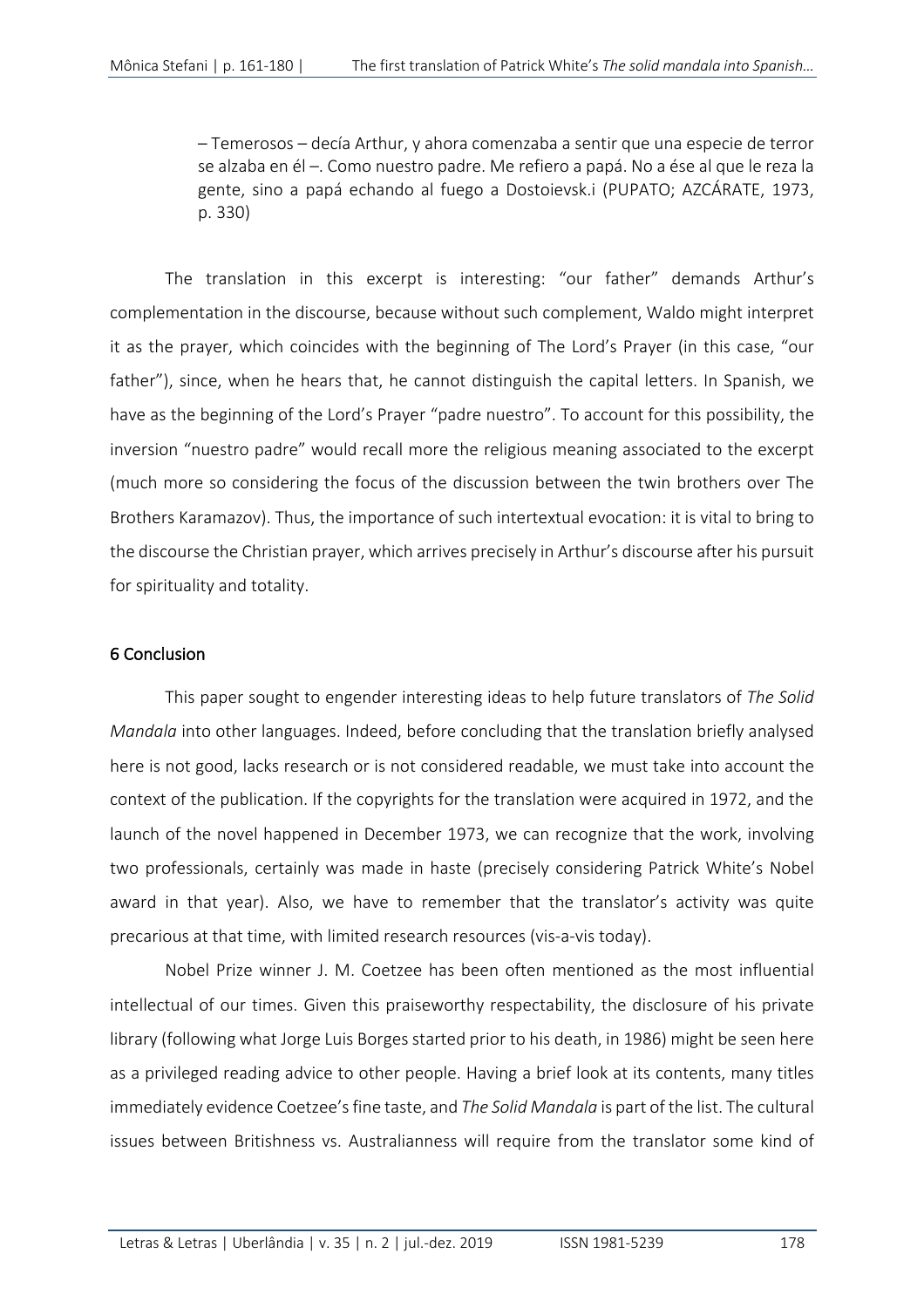> – Temerosos – decía Arthur, y ahora comenzaba a sentir que una especie de terror se alzaba en él –. Como nuestro padre. Me refiero a papá. No a ése al que le reza la gente, sino a papá echando al fuego a Dostoievsk.i (PUPATO; AZCÁRATE, 1973, p. 330)

The translation in this excerpt is interesting: "our father" demands Arthur's complementation in the discourse, because without such complement, Waldo might interpret it as the prayer, which coincides with the beginning of The Lord's Prayer (in this case, "our father"), since, when he hears that, he cannot distinguish the capital letters. In Spanish, we have as the beginning of the Lord's Prayer "padre nuestro". To account for this possibility, the inversion "nuestro padre" would recall more the religious meaning associated to the excerpt (much more so considering the focus of the discussion between the twin brothers over The Brothers Karamazov). Thus, the importance of such intertextual evocation: it is vital to bring to the discourse the Christian prayer, which arrives precisely in Arthur's discourse after his pursuit for spirituality and totality.

## 6 Conclusion

This paper sought to engender interesting ideas to help future translators of *The Solid Mandala* into other languages. Indeed, before concluding that the translation briefly analysed here is not good, lacks research or is not considered readable, we must take into account the context of the publication. If the copyrights for the translation were acquired in 1972, and the launch of the novel happened in December 1973, we can recognize that the work, involving two professionals, certainly was made in haste (precisely considering Patrick White's Nobel award in that year). Also, we have to remember that the translator's activity was quite precarious at that time, with limited research resources (vis-a-vis today).

Nobel Prize winner J. M. Coetzee has been often mentioned as the most influential intellectual of our times. Given this praiseworthy respectability, the disclosure of his private library (following what Jorge Luis Borges started prior to his death, in 1986) might be seen here as a privileged reading advice to other people. Having a brief look at its contents, many titles immediately evidence Coetzee's fine taste, and *The Solid Mandala* is part of the list. The cultural issues between Britishness vs. Australianness will require from the translator some kind of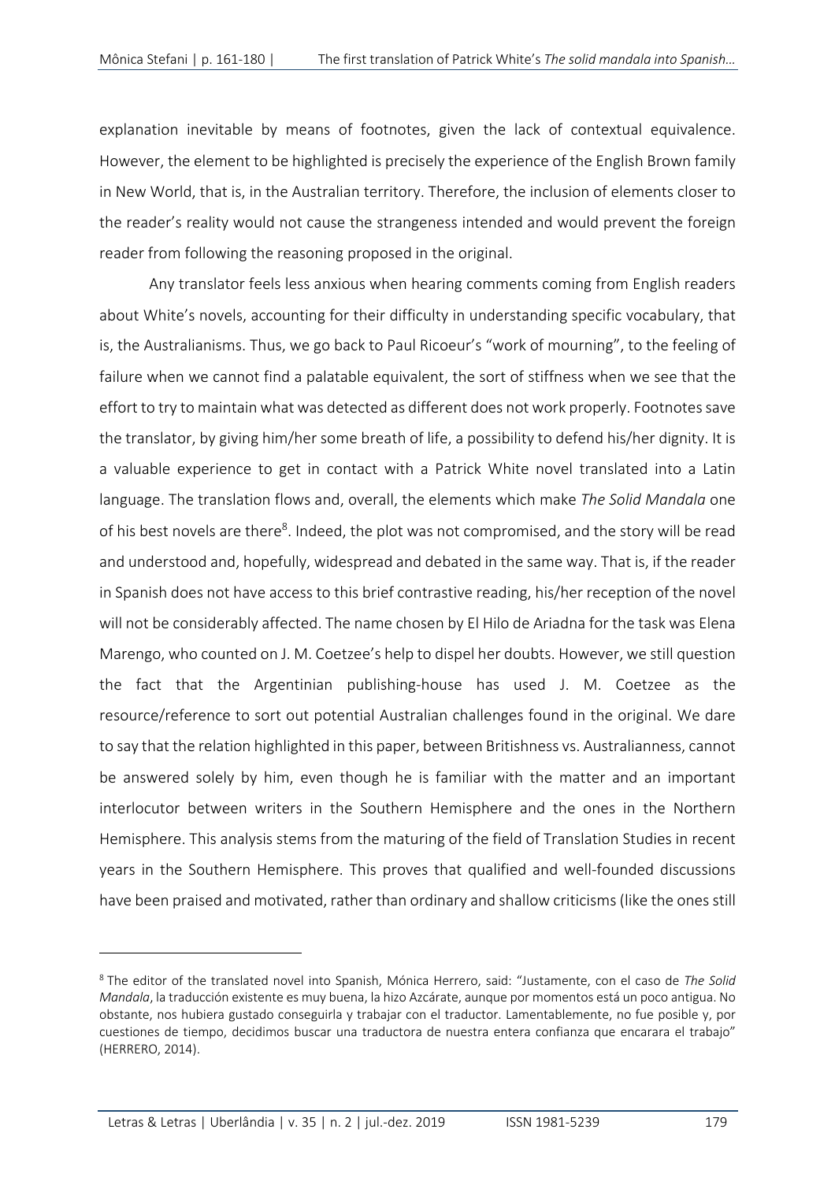explanation inevitable by means of footnotes, given the lack of contextual equivalence. However, the element to be highlighted is precisely the experience of the English Brown family in New World, that is, in the Australian territory. Therefore, the inclusion of elements closer to the reader's reality would not cause the strangeness intended and would prevent the foreign reader from following the reasoning proposed in the original.

Any translator feels less anxious when hearing comments coming from English readers about White's novels, accounting for their difficulty in understanding specific vocabulary, that is, the Australianisms. Thus, we go back to Paul Ricoeur's "work of mourning", to the feeling of failure when we cannot find a palatable equivalent, the sort of stiffness when we see that the effort to try to maintain what was detected as different does not work properly. Footnotes save the translator, by giving him/her some breath of life, a possibility to defend his/her dignity. It is a valuable experience to get in contact with a Patrick White novel translated into a Latin language. The translation flows and, overall, the elements which make *The Solid Mandala* one of his best novels are there[8]. Indeed, the plot was not compromised, and the story will be read and understood and, hopefully, widespread and debated in the same way. That is, if the reader in Spanish does not have access to this brief contrastive reading, his/her reception of the novel will not be considerably affected. The name chosen by El Hilo de Ariadna for the task was Elena Marengo, who counted on J. M. Coetzee's help to dispel her doubts. However, we still question the fact that the Argentinian publishing-house has used J. M. Coetzee as the resource/reference to sort out potential Australian challenges found in the original. We dare to say that the relation highlighted in this paper, between Britishness vs. Australianness, cannot be answered solely by him, even though he is familiar with the matter and an important interlocutor between writers in the Southern Hemisphere and the ones in the Northern Hemisphere. This analysis stems from the maturing of the field of Translation Studies in recent years in the Southern Hemisphere. This proves that qualified and well-founded discussions have been praised and motivated, rather than ordinary and shallow criticisms (like the ones still

---

[8] The editor of the translated novel into Spanish, Mónica Herrero, said: "Justamente, con el caso de *The Solid Mandala*, la traducción existente es muy buena, la hizo Azcárate, aunque por momentos está un poco antigua. No obstante, nos hubiera gustado conseguirla y trabajar con el traductor. Lamentablemente, no fue posible y, por cuestiones de tiempo, decidimos buscar una traductora de nuestra entera confianza que encarara el trabajo" (HERRERO, 2014).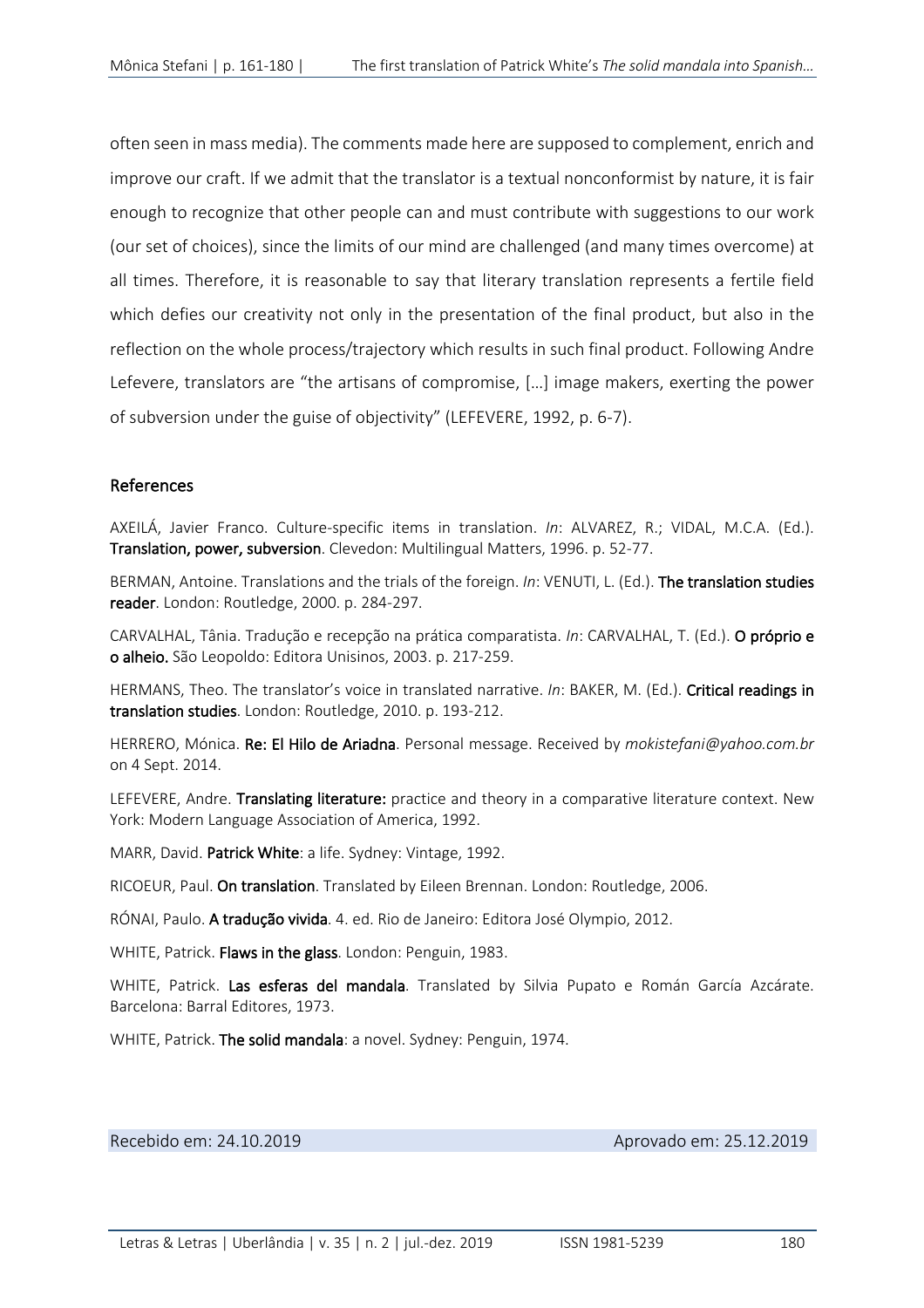often seen in mass media). The comments made here are supposed to complement, enrich and improve our craft. If we admit that the translator is a textual nonconformist by nature, it is fair enough to recognize that other people can and must contribute with suggestions to our work (our set of choices), since the limits of our mind are challenged (and many times overcome) at all times. Therefore, it is reasonable to say that literary translation represents a fertile field which defies our creativity not only in the presentation of the final product, but also in the reflection on the whole process/trajectory which results in such final product. Following Andre Lefevere, translators are "the artisans of compromise, [...] image makers, exerting the power of subversion under the guise of objectivity" (LEFEVERE, 1992, p. 6-7).

## References

AXEILÁ, Javier Franco. Culture-specific items in translation. *In*: ALVAREZ, R.; VIDAL, M.C.A. (Ed.). **Translation, power, subversion**. Clevedon: Multilingual Matters, 1996. p. 52-77.

BERMAN, Antoine. Translations and the trials of the foreign. *In*: VENUTI, L. (Ed.). **The translation studies reader**. London: Routledge, 2000. p. 284-297.

CARVALHAL, Tânia. Tradução e recepção na prática comparatista. *In*: CARVALHAL, T. (Ed.). **O próprio e o alheio.** São Leopoldo: Editora Unisinos, 2003. p. 217-259.

HERMANS, Theo. The translator's voice in translated narrative. *In*: BAKER, M. (Ed.). **Critical readings in translation studies**. London: Routledge, 2010. p. 193-212.

HERRERO, Mónica. **Re: El Hilo de Ariadna**. Personal message. Received by *mokistefani@yahoo.com.br* on 4 Sept. 2014.

LEFEVERE, Andre. **Translating literature:** practice and theory in a comparative literature context. New York: Modern Language Association of America, 1992.

MARR, David. **Patrick White**: a life. Sydney: Vintage, 1992.

RICOEUR, Paul. **On translation**. Translated by Eileen Brennan. London: Routledge, 2006.

RÓNAI, Paulo. **A tradução vivida**. 4. ed. Rio de Janeiro: Editora José Olympio, 2012.

WHITE, Patrick. **Flaws in the glass**. London: Penguin, 1983.

WHITE, Patrick. **Las esferas del mandala**. Translated by Silvia Pupato e Román García Azcárate. Barcelona: Barral Editores, 1973.

WHITE, Patrick. **The solid mandala**: a novel. Sydney: Penguin, 1974.

Recebido em: 24.10.2019 Aprovado em: 25.12.2019